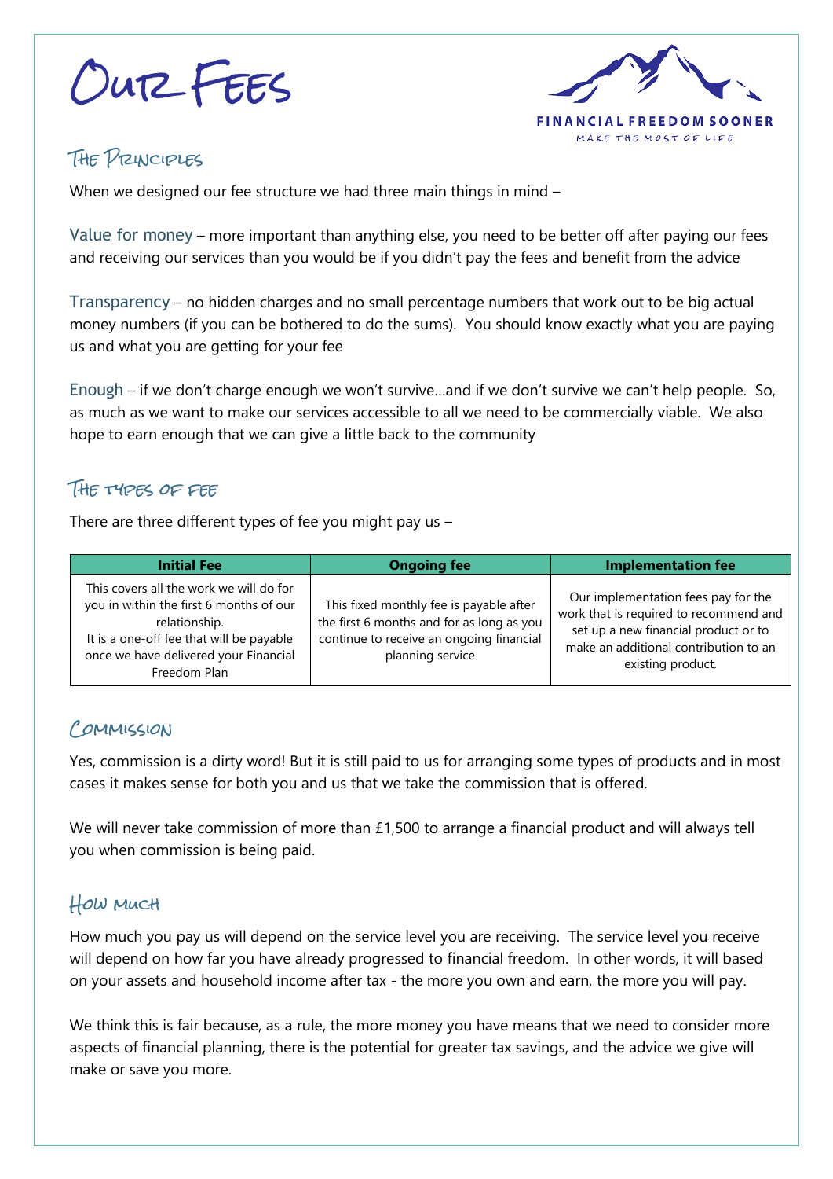# Our Fees

FINANCIAL FREEDOM SOONER

MAKE THE MOST OF LIFE

## The Principles

When we designed our fee structure we had three main things in mind –

Value for money – more important than anything else, you need to be better off after paying our fees and receiving our services than you would be if you didn't pay the fees and benefit from the advice

Transparency – no hidden charges and no small percentage numbers that work out to be big actual money numbers (if you can be bothered to do the sums). You should know exactly what you are paying us and what you are getting for your fee

Enough – if we don't charge enough we won't survive…and if we don't survive we can't help people. So, as much as we want to make our services accessible to all we need to be commercially viable. We also hope to earn enough that we can give a little back to the community

## The types of fee

There are three different types of fee you might pay us –

| Initial Fee | Ongoing fee | Implementation fee |
|---|---|---|
| This covers all the work we will do for you in within the first 6 months of our relationship. It is a one-off fee that will be payable once we have delivered your Financial Freedom Plan | This fixed monthly fee is payable after the first 6 months and for as long as you continue to receive an ongoing financial planning service | Our implementation fees pay for the work that is required to recommend and set up a new financial product or to make an additional contribution to an existing product. |

## Commission

Yes, commission is a dirty word! But it is still paid to us for arranging some types of products and in most cases it makes sense for both you and us that we take the commission that is offered.

We will never take commission of more than £1,500 to arrange a financial product and will always tell you when commission is being paid.

## How much

How much you pay us will depend on the service level you are receiving. The service level you receive will depend on how far you have already progressed to financial freedom. In other words, it will based on your assets and household income after tax - the more you own and earn, the more you will pay.

We think this is fair because, as a rule, the more money you have means that we need to consider more aspects of financial planning, there is the potential for greater tax savings, and the advice we give will make or save you more.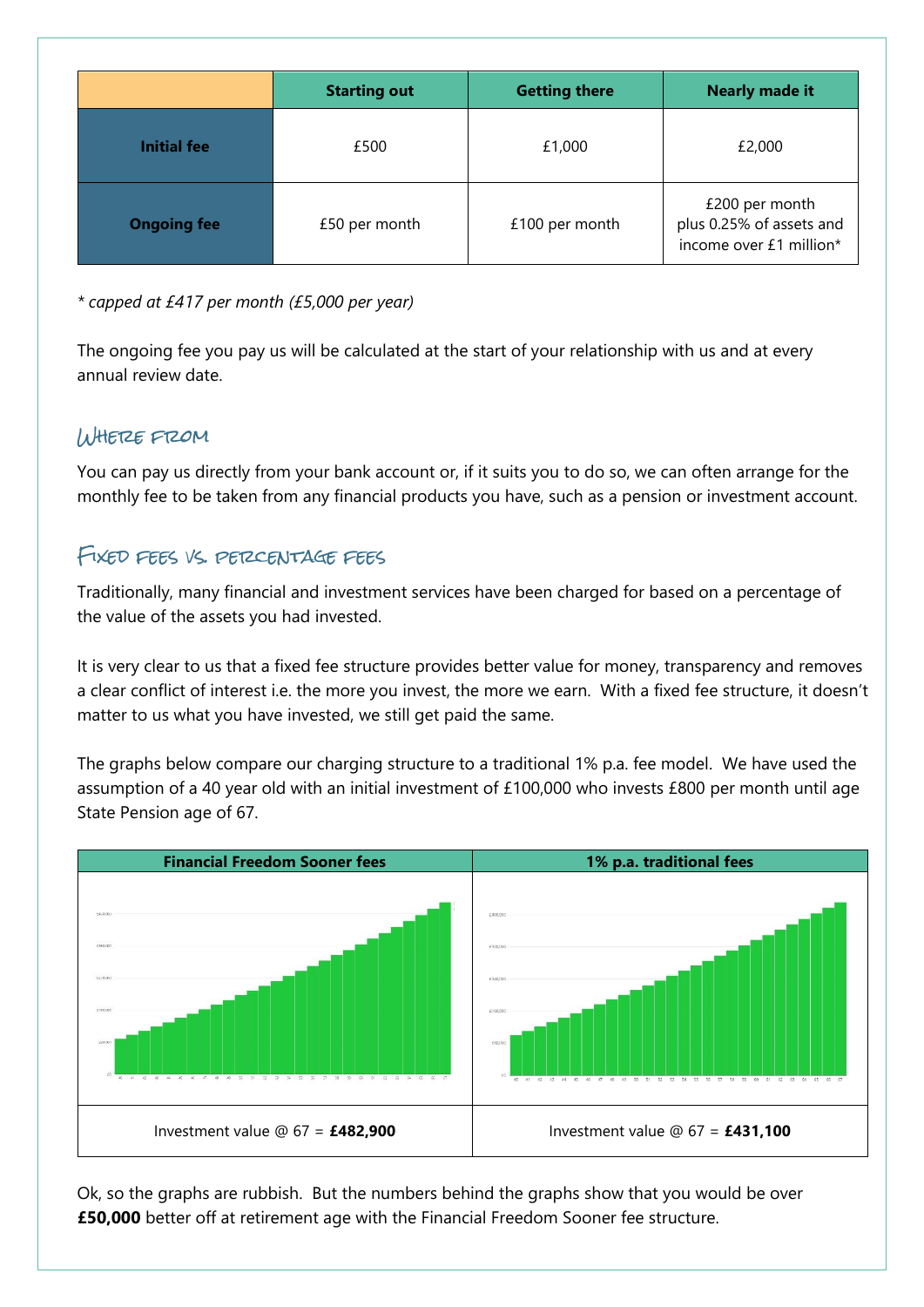| | Starting out | Getting there | Nearly made it |
|---|---|---|---|
| **Initial fee** | £500 | £1,000 | £2,000 |
| **Ongoing fee** | £50 per month | £100 per month | £200 per month plus 0.25% of assets and income over £1 million* |

*\* capped at £417 per month (£5,000 per year)*

The ongoing fee you pay us will be calculated at the start of your relationship with us and at every annual review date.

## Where from

You can pay us directly from your bank account or, if it suits you to do so, we can often arrange for the monthly fee to be taken from any financial products you have, such as a pension or investment account.

## Fixed fees vs. percentage fees

Traditionally, many financial and investment services have been charged for based on a percentage of the value of the assets you had invested.

It is very clear to us that a fixed fee structure provides better value for money, transparency and removes a clear conflict of interest i.e. the more you invest, the more we earn. With a fixed fee structure, it doesn't matter to us what you have invested, we still get paid the same.

The graphs below compare our charging structure to a traditional 1% p.a. fee model. We have used the assumption of a 40 year old with an initial investment of £100,000 who invests £800 per month until age State Pension age of 67.

**Financial Freedom Sooner fees**

Investment value @ 67 = **£482,900**

**1% p.a. traditional fees**

Investment value @ 67 = **£431,100**

Ok, so the graphs are rubbish. But the numbers behind the graphs show that you would be over **£50,000** better off at retirement age with the Financial Freedom Sooner fee structure.